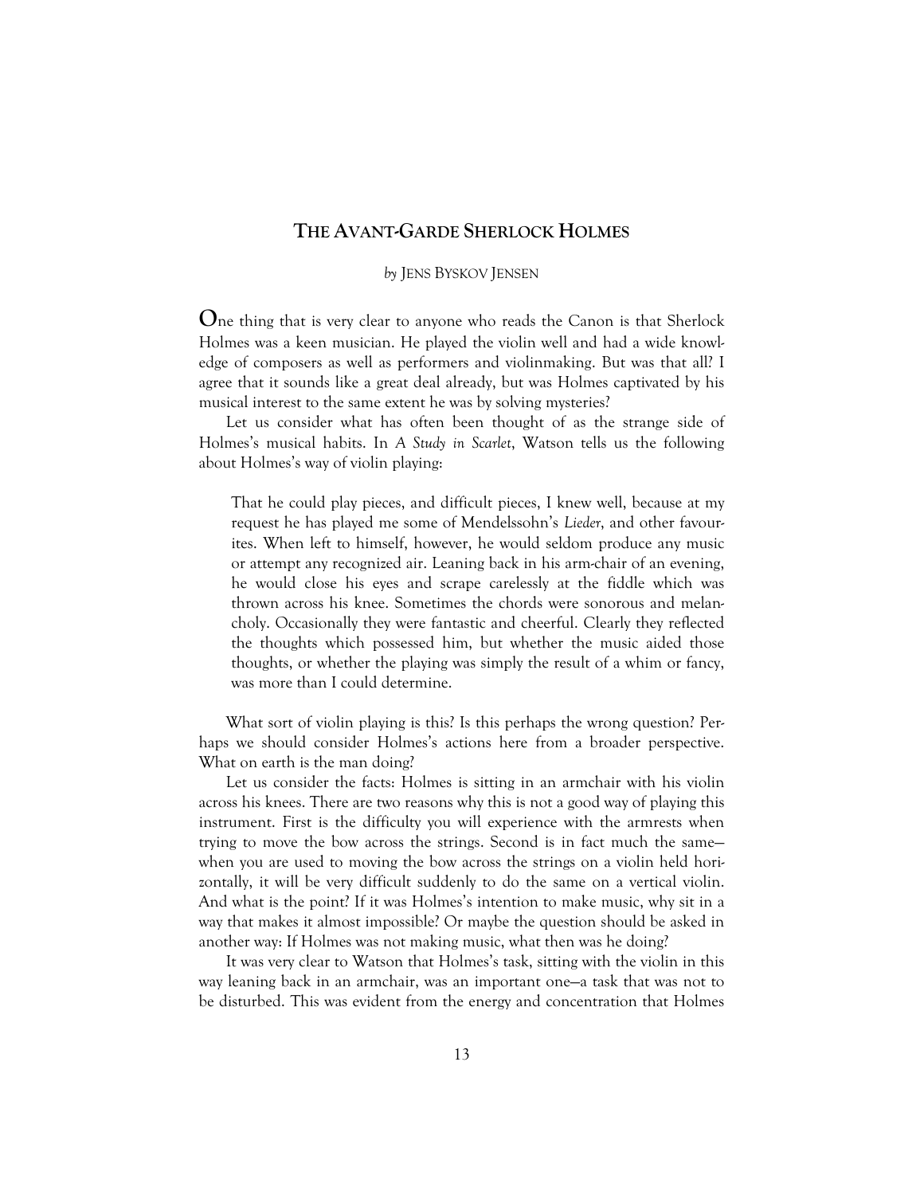# The Avant-Garde Sherlock Holmes

*by* Jens Byskov Jensen

One thing that is very clear to anyone who reads the Canon is that Sherlock Holmes was a keen musician. He played the violin well and had a wide knowledge of composers as well as performers and violinmaking. But was that all? I agree that it sounds like a great deal already, but was Holmes captivated by his musical interest to the same extent he was by solving mysteries?

Let us consider what has often been thought of as the strange side of Holmes's musical habits. In *A Study in Scarlet*, Watson tells us the following about Holmes's way of violin playing:

> That he could play pieces, and difficult pieces, I knew well, because at my request he has played me some of Mendelssohn's *Lieder*, and other favourites. When left to himself, however, he would seldom produce any music or attempt any recognized air. Leaning back in his arm-chair of an evening, he would close his eyes and scrape carelessly at the fiddle which was thrown across his knee. Sometimes the chords were sonorous and melancholy. Occasionally they were fantastic and cheerful. Clearly they reflected the thoughts which possessed him, but whether the music aided those thoughts, or whether the playing was simply the result of a whim or fancy, was more than I could determine.

What sort of violin playing is this? Is this perhaps the wrong question? Perhaps we should consider Holmes's actions here from a broader perspective. What on earth is the man doing?

Let us consider the facts: Holmes is sitting in an armchair with his violin across his knees. There are two reasons why this is not a good way of playing this instrument. First is the difficulty you will experience with the armrests when trying to move the bow across the strings. Second is in fact much the same—when you are used to moving the bow across the strings on a violin held horizontally, it will be very difficult suddenly to do the same on a vertical violin. And what is the point? If it was Holmes's intention to make music, why sit in a way that makes it almost impossible? Or maybe the question should be asked in another way: If Holmes was not making music, what then was he doing?

It was very clear to Watson that Holmes's task, sitting with the violin in this way leaning back in an armchair, was an important one—a task that was not to be disturbed. This was evident from the energy and concentration that Holmes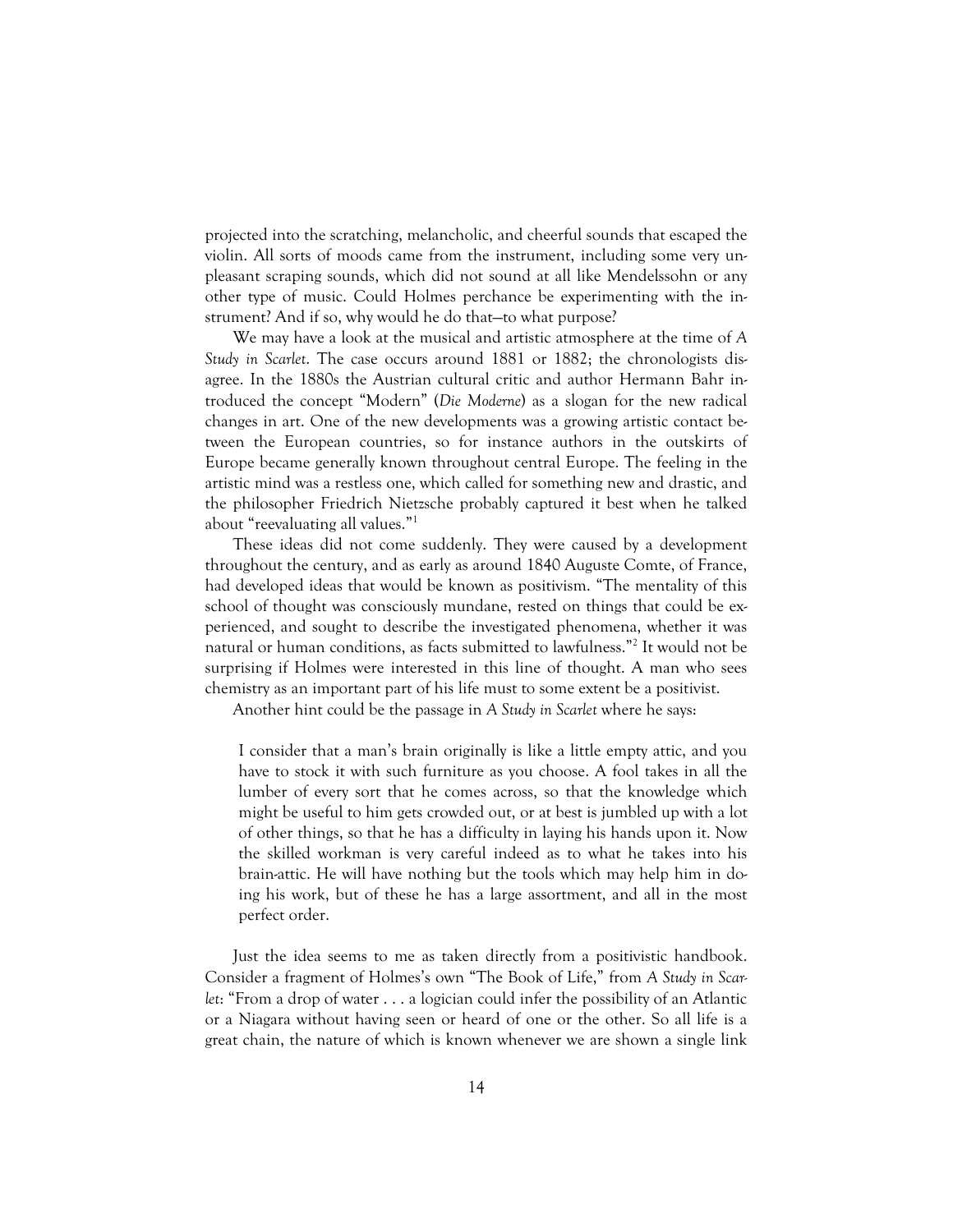projected into the scratching, melancholic, and cheerful sounds that escaped the violin. All sorts of moods came from the instrument, including some very unpleasant scraping sounds, which did not sound at all like Mendelssohn or any other type of music. Could Holmes perchance be experimenting with the instrument? And if so, why would he do that—to what purpose?

We may have a look at the musical and artistic atmosphere at the time of *A Study in Scarlet*. The case occurs around 1881 or 1882; the chronologists disagree. In the 1880s the Austrian cultural critic and author Hermann Bahr introduced the concept "Modern" (*Die Moderne*) as a slogan for the new radical changes in art. One of the new developments was a growing artistic contact between the European countries, so for instance authors in the outskirts of Europe became generally known throughout central Europe. The feeling in the artistic mind was a restless one, which called for something new and drastic, and the philosopher Friedrich Nietzsche probably captured it best when he talked about "reevaluating all values."[1]

These ideas did not come suddenly. They were caused by a development throughout the century, and as early as around 1840 Auguste Comte, of France, had developed ideas that would be known as positivism. "The mentality of this school of thought was consciously mundane, rested on things that could be experienced, and sought to describe the investigated phenomena, whether it was natural or human conditions, as facts submitted to lawfulness."[2] It would not be surprising if Holmes were interested in this line of thought. A man who sees chemistry as an important part of his life must to some extent be a positivist.

Another hint could be the passage in *A Study in Scarlet* where he says:

> I consider that a man's brain originally is like a little empty attic, and you have to stock it with such furniture as you choose. A fool takes in all the lumber of every sort that he comes across, so that the knowledge which might be useful to him gets crowded out, or at best is jumbled up with a lot of other things, so that he has a difficulty in laying his hands upon it. Now the skilled workman is very careful indeed as to what he takes into his brain-attic. He will have nothing but the tools which may help him in doing his work, but of these he has a large assortment, and all in the most perfect order.

Just the idea seems to me as taken directly from a positivistic handbook. Consider a fragment of Holmes's own "The Book of Life," from *A Study in Scarlet*: "From a drop of water . . . a logician could infer the possibility of an Atlantic or a Niagara without having seen or heard of one or the other. So all life is a great chain, the nature of which is known whenever we are shown a single link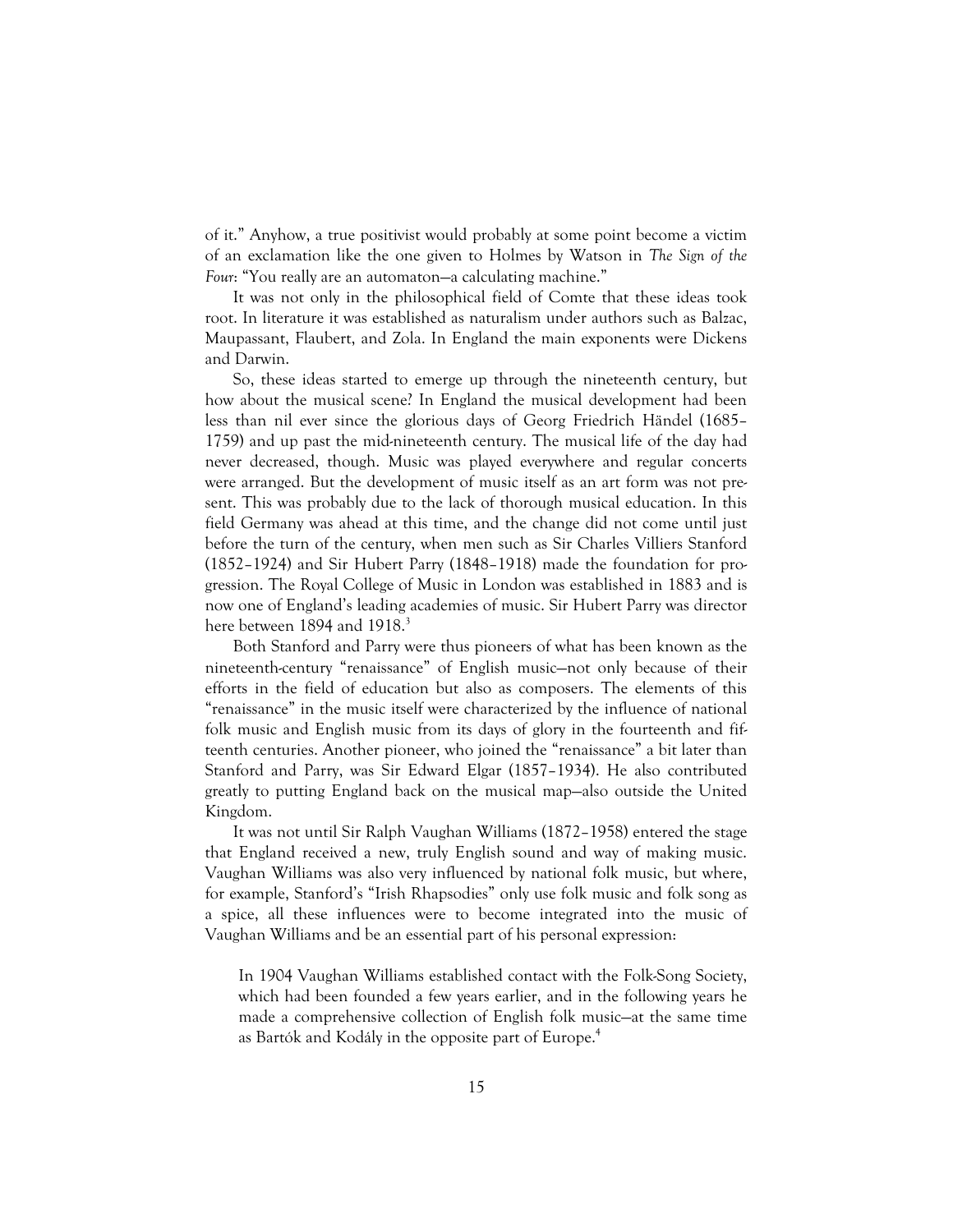of it." Anyhow, a true positivist would probably at some point become a victim of an exclamation like the one given to Holmes by Watson in *The Sign of the Four*: "You really are an automaton—a calculating machine."

It was not only in the philosophical field of Comte that these ideas took root. In literature it was established as naturalism under authors such as Balzac, Maupassant, Flaubert, and Zola. In England the main exponents were Dickens and Darwin.

So, these ideas started to emerge up through the nineteenth century, but how about the musical scene? In England the musical development had been less than nil ever since the glorious days of Georg Friedrich Händel (1685–1759) and up past the mid-nineteenth century. The musical life of the day had never decreased, though. Music was played everywhere and regular concerts were arranged. But the development of music itself as an art form was not present. This was probably due to the lack of thorough musical education. In this field Germany was ahead at this time, and the change did not come until just before the turn of the century, when men such as Sir Charles Villiers Stanford (1852–1924) and Sir Hubert Parry (1848–1918) made the foundation for progression. The Royal College of Music in London was established in 1883 and is now one of England's leading academies of music. Sir Hubert Parry was director here between 1894 and 1918.[3]

Both Stanford and Parry were thus pioneers of what has been known as the nineteenth-century "renaissance" of English music—not only because of their efforts in the field of education but also as composers. The elements of this "renaissance" in the music itself were characterized by the influence of national folk music and English music from its days of glory in the fourteenth and fifteenth centuries. Another pioneer, who joined the "renaissance" a bit later than Stanford and Parry, was Sir Edward Elgar (1857–1934). He also contributed greatly to putting England back on the musical map—also outside the United Kingdom.

It was not until Sir Ralph Vaughan Williams (1872–1958) entered the stage that England received a new, truly English sound and way of making music. Vaughan Williams was also very influenced by national folk music, but where, for example, Stanford's "Irish Rhapsodies" only use folk music and folk song as a spice, all these influences were to become integrated into the music of Vaughan Williams and be an essential part of his personal expression:

> In 1904 Vaughan Williams established contact with the Folk-Song Society, which had been founded a few years earlier, and in the following years he made a comprehensive collection of English folk music—at the same time as Bartók and Kodály in the opposite part of Europe.[4]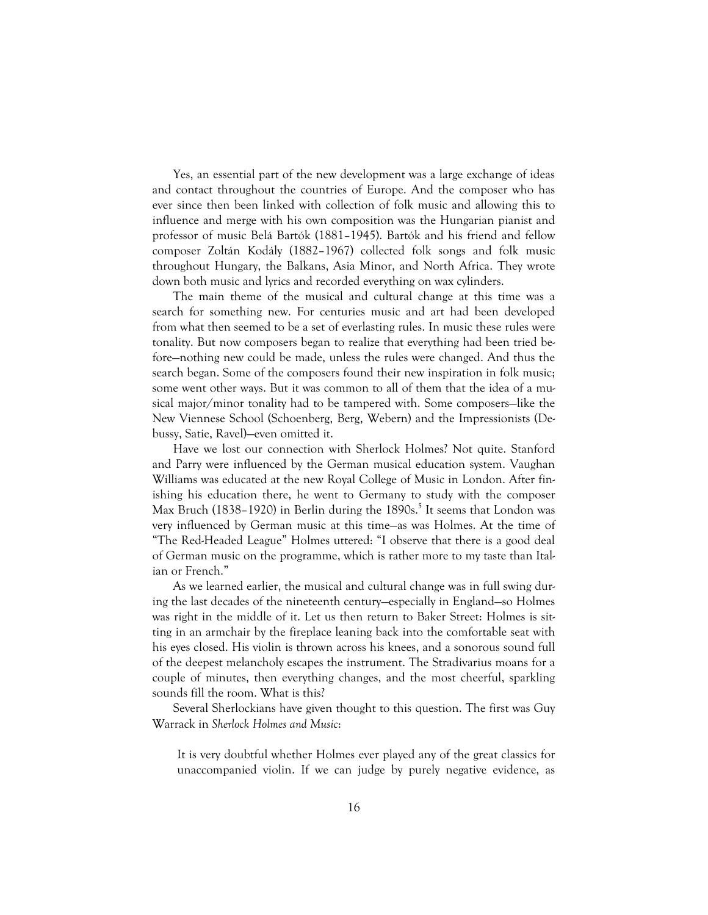Yes, an essential part of the new development was a large exchange of ideas and contact throughout the countries of Europe. And the composer who has ever since then been linked with collection of folk music and allowing this to influence and merge with his own composition was the Hungarian pianist and professor of music Belá Bartók (1881–1945). Bartók and his friend and fellow composer Zoltán Kodály (1882–1967) collected folk songs and folk music throughout Hungary, the Balkans, Asia Minor, and North Africa. They wrote down both music and lyrics and recorded everything on wax cylinders.

The main theme of the musical and cultural change at this time was a search for something new. For centuries music and art had been developed from what then seemed to be a set of everlasting rules. In music these rules were tonality. But now composers began to realize that everything had been tried before—nothing new could be made, unless the rules were changed. And thus the search began. Some of the composers found their new inspiration in folk music; some went other ways. But it was common to all of them that the idea of a musical major/minor tonality had to be tampered with. Some composers—like the New Viennese School (Schoenberg, Berg, Webern) and the Impressionists (Debussy, Satie, Ravel)—even omitted it.

Have we lost our connection with Sherlock Holmes? Not quite. Stanford and Parry were influenced by the German musical education system. Vaughan Williams was educated at the new Royal College of Music in London. After finishing his education there, he went to Germany to study with the composer Max Bruch (1838–1920) in Berlin during the 1890s.[5] It seems that London was very influenced by German music at this time—as was Holmes. At the time of "The Red-Headed League" Holmes uttered: "I observe that there is a good deal of German music on the programme, which is rather more to my taste than Italian or French."

As we learned earlier, the musical and cultural change was in full swing during the last decades of the nineteenth century—especially in England—so Holmes was right in the middle of it. Let us then return to Baker Street: Holmes is sitting in an armchair by the fireplace leaning back into the comfortable seat with his eyes closed. His violin is thrown across his knees, and a sonorous sound full of the deepest melancholy escapes the instrument. The Stradivarius moans for a couple of minutes, then everything changes, and the most cheerful, sparkling sounds fill the room. What is this?

Several Sherlockians have given thought to this question. The first was Guy Warrack in *Sherlock Holmes and Music*:

> It is very doubtful whether Holmes ever played any of the great classics for unaccompanied violin. If we can judge by purely negative evidence, as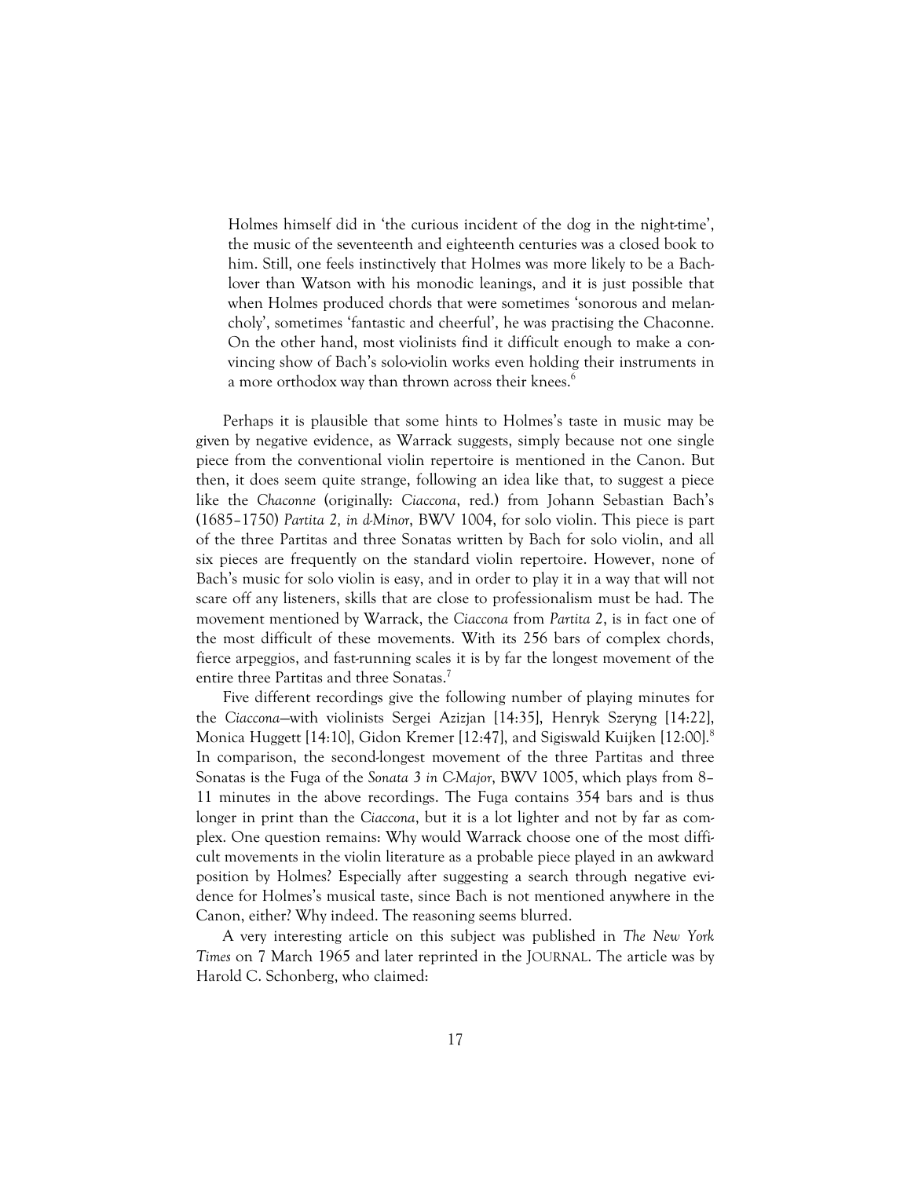> Holmes himself did in 'the curious incident of the dog in the night-time', the music of the seventeenth and eighteenth centuries was a closed book to him. Still, one feels instinctively that Holmes was more likely to be a Bach-lover than Watson with his monodic leanings, and it is just possible that when Holmes produced chords that were sometimes 'sonorous and melancholy', sometimes 'fantastic and cheerful', he was practising the Chaconne. On the other hand, most violinists find it difficult enough to make a convincing show of Bach's solo-violin works even holding their instruments in a more orthodox way than thrown across their knees.[6]

Perhaps it is plausible that some hints to Holmes's taste in music may be given by negative evidence, as Warrack suggests, simply because not one single piece from the conventional violin repertoire is mentioned in the Canon. But then, it does seem quite strange, following an idea like that, to suggest a piece like the *Chaconne* (originally: *Ciaccona*, red.) from Johann Sebastian Bach's (1685–1750) *Partita 2, in d-Minor*, BWV 1004, for solo violin. This piece is part of the three Partitas and three Sonatas written by Bach for solo violin, and all six pieces are frequently on the standard violin repertoire. However, none of Bach's music for solo violin is easy, and in order to play it in a way that will not scare off any listeners, skills that are close to professionalism must be had. The movement mentioned by Warrack, the *Ciaccona* from *Partita 2*, is in fact one of the most difficult of these movements. With its 256 bars of complex chords, fierce arpeggios, and fast-running scales it is by far the longest movement of the entire three Partitas and three Sonatas.[7]

Five different recordings give the following number of playing minutes for the *Ciaccona*—with violinists Sergei Azizjan [14:35], Henryk Szeryng [14:22], Monica Huggett [14:10], Gidon Kremer [12:47], and Sigiswald Kuijken [12:00].[8] In comparison, the second-longest movement of the three Partitas and three Sonatas is the Fuga of the *Sonata 3 in C-Major*, BWV 1005, which plays from 8–11 minutes in the above recordings. The Fuga contains 354 bars and is thus longer in print than the *Ciaccona*, but it is a lot lighter and not by far as complex. One question remains: Why would Warrack choose one of the most difficult movements in the violin literature as a probable piece played in an awkward position by Holmes? Especially after suggesting a search through negative evidence for Holmes's musical taste, since Bach is not mentioned anywhere in the Canon, either? Why indeed. The reasoning seems blurred.

A very interesting article on this subject was published in *The New York Times* on 7 March 1965 and later reprinted in the JOURNAL. The article was by Harold C. Schonberg, who claimed: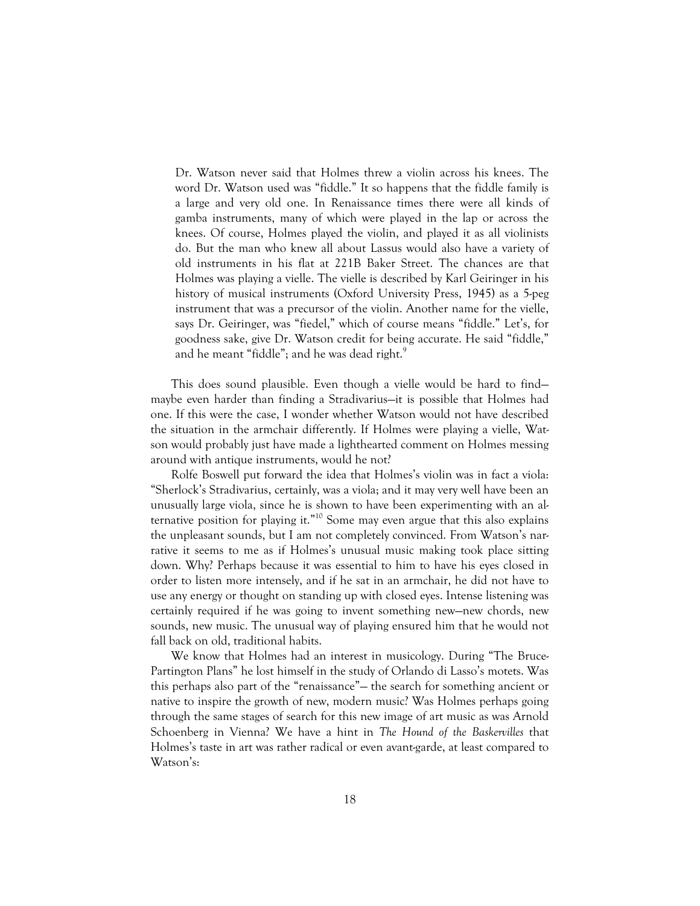> Dr. Watson never said that Holmes threw a violin across his knees. The word Dr. Watson used was "fiddle." It so happens that the fiddle family is a large and very old one. In Renaissance times there were all kinds of gamba instruments, many of which were played in the lap or across the knees. Of course, Holmes played the violin, and played it as all violinists do. But the man who knew all about Lassus would also have a variety of old instruments in his flat at 221B Baker Street. The chances are that Holmes was playing a vielle. The vielle is described by Karl Geiringer in his history of musical instruments (Oxford University Press, 1945) as a 5-peg instrument that was a precursor of the violin. Another name for the vielle, says Dr. Geiringer, was "fiedel," which of course means "fiddle." Let's, for goodness sake, give Dr. Watson credit for being accurate. He said "fiddle," and he meant "fiddle"; and he was dead right.[9]

This does sound plausible. Even though a vielle would be hard to find—maybe even harder than finding a Stradivarius—it is possible that Holmes had one. If this were the case, I wonder whether Watson would not have described the situation in the armchair differently. If Holmes were playing a vielle, Watson would probably just have made a lighthearted comment on Holmes messing around with antique instruments, would he not?

Rolfe Boswell put forward the idea that Holmes's violin was in fact a viola: "Sherlock's Stradivarius, certainly, was a viola; and it may very well have been an unusually large viola, since he is shown to have been experimenting with an alternative position for playing it."[10] Some may even argue that this also explains the unpleasant sounds, but I am not completely convinced. From Watson's narrative it seems to me as if Holmes's unusual music making took place sitting down. Why? Perhaps because it was essential to him to have his eyes closed in order to listen more intensely, and if he sat in an armchair, he did not have to use any energy or thought on standing up with closed eyes. Intense listening was certainly required if he was going to invent something new—new chords, new sounds, new music. The unusual way of playing ensured him that he would not fall back on old, traditional habits.

We know that Holmes had an interest in musicology. During "The Bruce-Partington Plans" he lost himself in the study of Orlando di Lasso's motets. Was this perhaps also part of the "renaissance"— the search for something ancient or native to inspire the growth of new, modern music? Was Holmes perhaps going through the same stages of search for this new image of art music as was Arnold Schoenberg in Vienna? We have a hint in *The Hound of the Baskervilles* that Holmes's taste in art was rather radical or even avant-garde, at least compared to Watson's: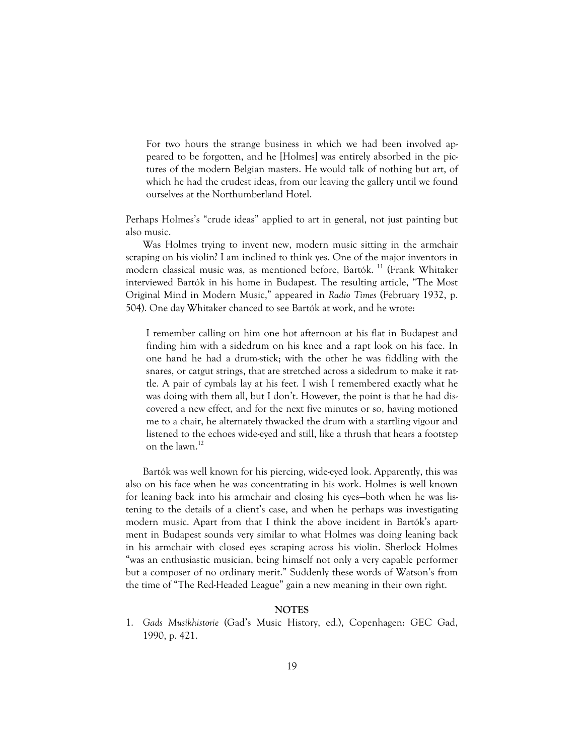> For two hours the strange business in which we had been involved appeared to be forgotten, and he [Holmes] was entirely absorbed in the pictures of the modern Belgian masters. He would talk of nothing but art, of which he had the crudest ideas, from our leaving the gallery until we found ourselves at the Northumberland Hotel.

Perhaps Holmes's "crude ideas" applied to art in general, not just painting but also music.

Was Holmes trying to invent new, modern music sitting in the armchair scraping on his violin? I am inclined to think yes. One of the major inventors in modern classical music was, as mentioned before, Bartók. [11] (Frank Whitaker interviewed Bartók in his home in Budapest. The resulting article, "The Most Original Mind in Modern Music," appeared in *Radio Times* (February 1932, p. 504). One day Whitaker chanced to see Bartók at work, and he wrote:

> I remember calling on him one hot afternoon at his flat in Budapest and finding him with a sidedrum on his knee and a rapt look on his face. In one hand he had a drum-stick; with the other he was fiddling with the snares, or catgut strings, that are stretched across a sidedrum to make it rattle. A pair of cymbals lay at his feet. I wish I remembered exactly what he was doing with them all, but I don't. However, the point is that he had discovered a new effect, and for the next five minutes or so, having motioned me to a chair, he alternately thwacked the drum with a startling vigour and listened to the echoes wide-eyed and still, like a thrush that hears a footstep on the lawn.[12]

Bartók was well known for his piercing, wide-eyed look. Apparently, this was also on his face when he was concentrating in his work. Holmes is well known for leaning back into his armchair and closing his eyes—both when he was listening to the details of a client's case, and when he perhaps was investigating modern music. Apart from that I think the above incident in Bartók's apartment in Budapest sounds very similar to what Holmes was doing leaning back in his armchair with closed eyes scraping across his violin. Sherlock Holmes "was an enthusiastic musician, being himself not only a very capable performer but a composer of no ordinary merit." Suddenly these words of Watson's from the time of "The Red-Headed League" gain a new meaning in their own right.

## NOTES

1. *Gads Musikhistorie* (Gad's Music History, ed.), Copenhagen: GEC Gad, 1990, p. 421.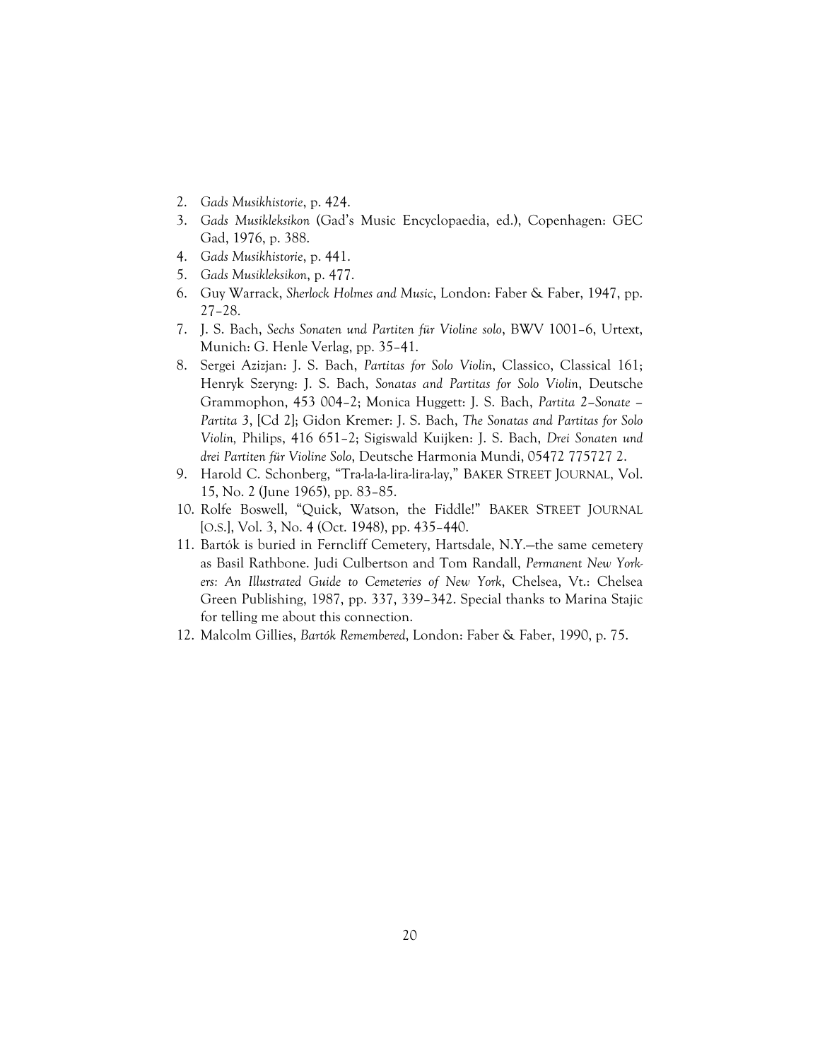2. *Gads Musikhistorie*, p. 424.
3. *Gads Musikleksikon* (Gad's Music Encyclopaedia, ed.), Copenhagen: GEC Gad, 1976, p. 388.
4. *Gads Musikhistorie*, p. 441.
5. *Gads Musikleksikon*, p. 477.
6. Guy Warrack, *Sherlock Holmes and Music*, London: Faber & Faber, 1947, pp. 27–28.
7. J. S. Bach, *Sechs Sonaten und Partiten für Violine solo*, BWV 1001–6, Urtext, Munich: G. Henle Verlag, pp. 35–41.
8. Sergei Azizjan: J. S. Bach, *Partitas for Solo Violin*, Classico, Classical 161; Henryk Szeryng: J. S. Bach, *Sonatas and Partitas for Solo Violin*, Deutsche Grammophon, 453 004–2; Monica Huggett: J. S. Bach, *Partita 2–Sonate – Partita 3*, [Cd 2]; Gidon Kremer: J. S. Bach, *The Sonatas and Partitas for Solo Violin,* Philips, 416 651–2; Sigiswald Kuijken: J. S. Bach, *Drei Sonaten und drei Partiten für Violine Solo*, Deutsche Harmonia Mundi, 05472 775727 2.
9. Harold C. Schonberg, "Tra-la-la-lira-lira-lay," BAKER STREET JOURNAL, Vol. 15, No. 2 (June 1965), pp. 83–85.
10. Rolfe Boswell, "Quick, Watson, the Fiddle!" BAKER STREET JOURNAL [O.S.], Vol. 3, No. 4 (Oct. 1948), pp. 435–440.
11. Bartók is buried in Ferncliff Cemetery, Hartsdale, N.Y.—the same cemetery as Basil Rathbone. Judi Culbertson and Tom Randall, *Permanent New Yorkers: An Illustrated Guide to Cemeteries of New York*, Chelsea, Vt.: Chelsea Green Publishing, 1987, pp. 337, 339–342. Special thanks to Marina Stajic for telling me about this connection.
12. Malcolm Gillies, *Bartók Remembered*, London: Faber & Faber, 1990, p. 75.